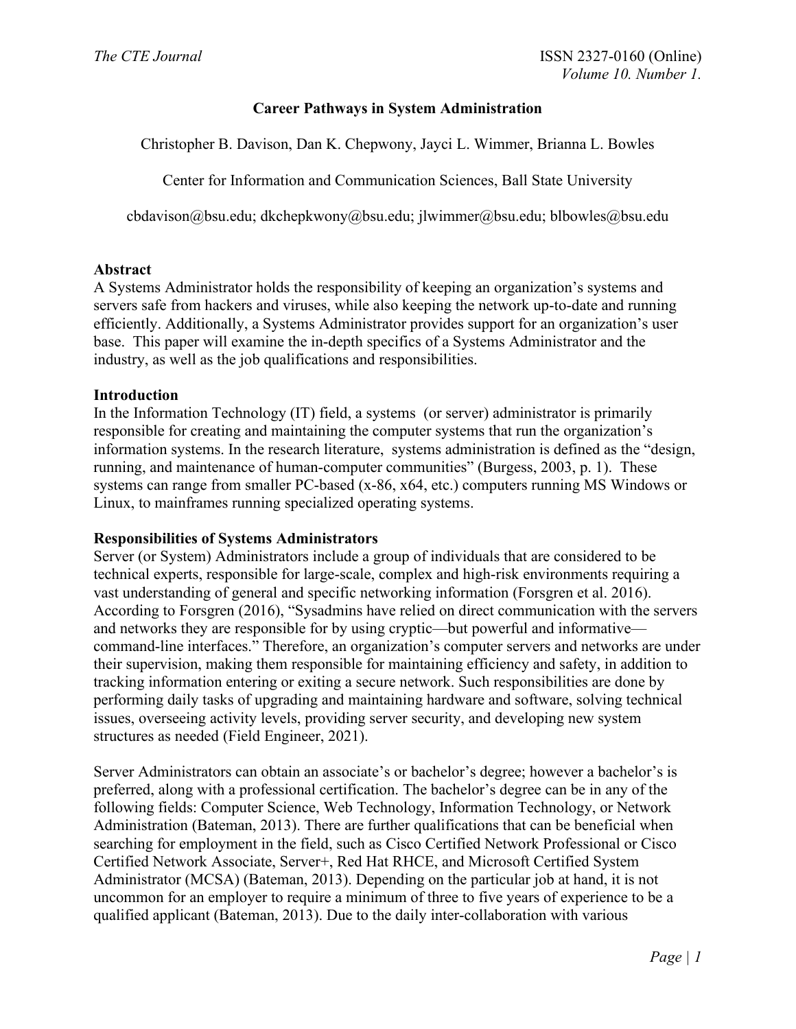# Career Pathways in System Administration

Christopher B. Davison, Dan K. Chepwony, Jayci L. Wimmer, Brianna L. Bowles

Center for Information and Communication Sciences, Ball State University

cbdavison@bsu.edu; dkchepkwony@bsu.edu; jlwimmer@bsu.edu; blbowles@bsu.edu

## Abstract

A Systems Administrator holds the responsibility of keeping an organization's systems and servers safe from hackers and viruses, while also keeping the network up-to-date and running efficiently. Additionally, a Systems Administrator provides support for an organization's user base. This paper will examine the in-depth specifics of a Systems Administrator and the industry, as well as the job qualifications and responsibilities.

## Introduction

In the Information Technology (IT) field, a systems (or server) administrator is primarily responsible for creating and maintaining the computer systems that run the organization's information systems. In the research literature, systems administration is defined as the "design, running, and maintenance of human-computer communities" (Burgess, 2003, p. 1). These systems can range from smaller PC-based (x-86, x64, etc.) computers running MS Windows or Linux, to mainframes running specialized operating systems.

## Responsibilities of Systems Administrators

Server (or System) Administrators include a group of individuals that are considered to be technical experts, responsible for large-scale, complex and high-risk environments requiring a vast understanding of general and specific networking information (Forsgren et al. 2016). According to Forsgren (2016), "Sysadmins have relied on direct communication with the servers and networks they are responsible for by using cryptic—but powerful and informative—command-line interfaces." Therefore, an organization's computer servers and networks are under their supervision, making them responsible for maintaining efficiency and safety, in addition to tracking information entering or exiting a secure network. Such responsibilities are done by performing daily tasks of upgrading and maintaining hardware and software, solving technical issues, overseeing activity levels, providing server security, and developing new system structures as needed (Field Engineer, 2021).

Server Administrators can obtain an associate's or bachelor's degree; however a bachelor's is preferred, along with a professional certification. The bachelor's degree can be in any of the following fields: Computer Science, Web Technology, Information Technology, or Network Administration (Bateman, 2013). There are further qualifications that can be beneficial when searching for employment in the field, such as Cisco Certified Network Professional or Cisco Certified Network Associate, Server+, Red Hat RHCE, and Microsoft Certified System Administrator (MCSA) (Bateman, 2013). Depending on the particular job at hand, it is not uncommon for an employer to require a minimum of three to five years of experience to be a qualified applicant (Bateman, 2013). Due to the daily inter-collaboration with various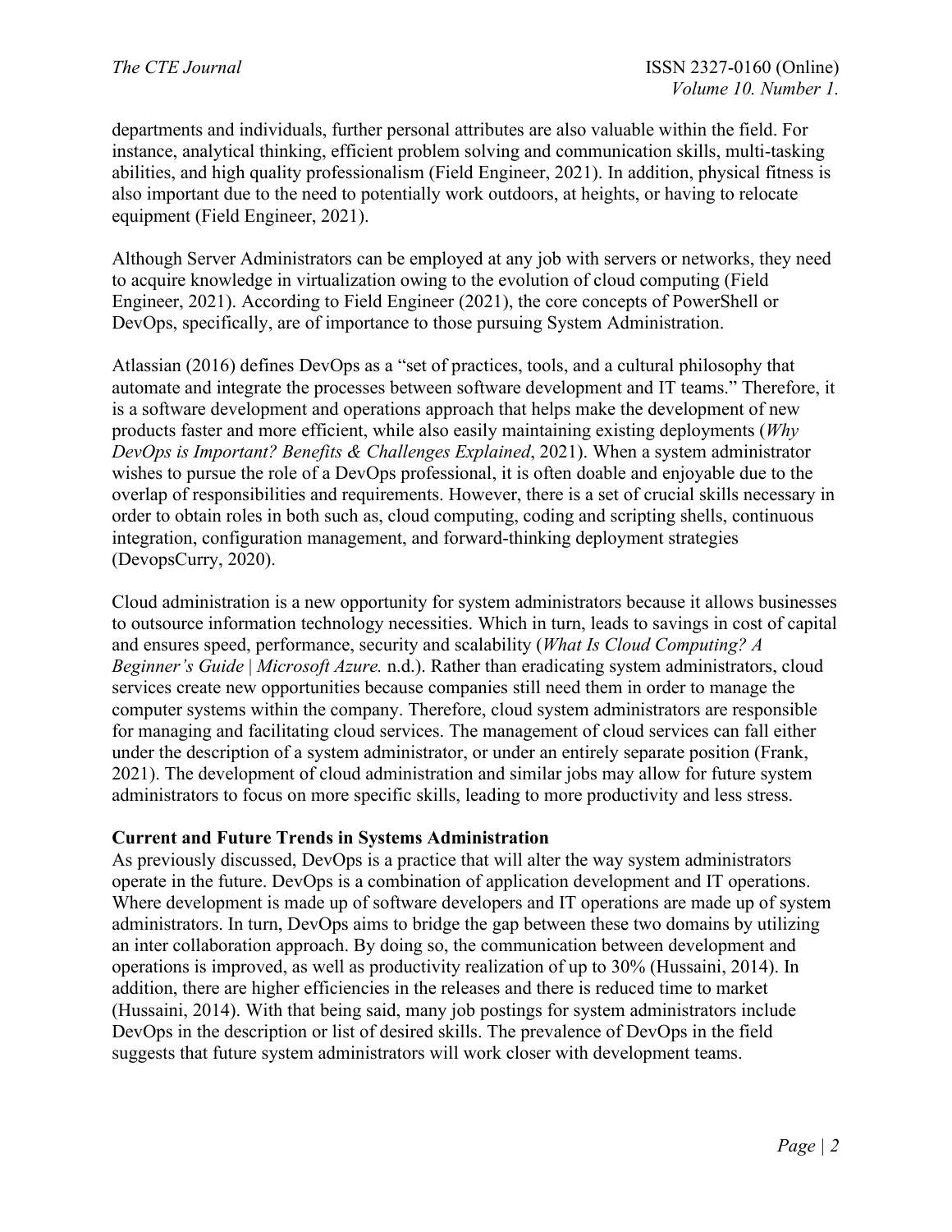departments and individuals, further personal attributes are also valuable within the field. For instance, analytical thinking, efficient problem solving and communication skills, multi-tasking abilities, and high quality professionalism (Field Engineer, 2021). In addition, physical fitness is also important due to the need to potentially work outdoors, at heights, or having to relocate equipment (Field Engineer, 2021).

Although Server Administrators can be employed at any job with servers or networks, they need to acquire knowledge in virtualization owing to the evolution of cloud computing (Field Engineer, 2021). According to Field Engineer (2021), the core concepts of PowerShell or DevOps, specifically, are of importance to those pursuing System Administration.

Atlassian (2016) defines DevOps as a "set of practices, tools, and a cultural philosophy that automate and integrate the processes between software development and IT teams." Therefore, it is a software development and operations approach that helps make the development of new products faster and more efficient, while also easily maintaining existing deployments (*Why DevOps is Important? Benefits & Challenges Explained*, 2021). When a system administrator wishes to pursue the role of a DevOps professional, it is often doable and enjoyable due to the overlap of responsibilities and requirements. However, there is a set of crucial skills necessary in order to obtain roles in both such as, cloud computing, coding and scripting shells, continuous integration, configuration management, and forward-thinking deployment strategies (DevopsCurry, 2020).

Cloud administration is a new opportunity for system administrators because it allows businesses to outsource information technology necessities. Which in turn, leads to savings in cost of capital and ensures speed, performance, security and scalability (*What Is Cloud Computing? A Beginner's Guide | Microsoft Azure.* n.d.). Rather than eradicating system administrators, cloud services create new opportunities because companies still need them in order to manage the computer systems within the company. Therefore, cloud system administrators are responsible for managing and facilitating cloud services. The management of cloud services can fall either under the description of a system administrator, or under an entirely separate position (Frank, 2021). The development of cloud administration and similar jobs may allow for future system administrators to focus on more specific skills, leading to more productivity and less stress.

**Current and Future Trends in Systems Administration**

As previously discussed, DevOps is a practice that will alter the way system administrators operate in the future. DevOps is a combination of application development and IT operations. Where development is made up of software developers and IT operations are made up of system administrators. In turn, DevOps aims to bridge the gap between these two domains by utilizing an inter collaboration approach. By doing so, the communication between development and operations is improved, as well as productivity realization of up to 30% (Hussaini, 2014). In addition, there are higher efficiencies in the releases and there is reduced time to market (Hussaini, 2014). With that being said, many job postings for system administrators include DevOps in the description or list of desired skills. The prevalence of DevOps in the field suggests that future system administrators will work closer with development teams.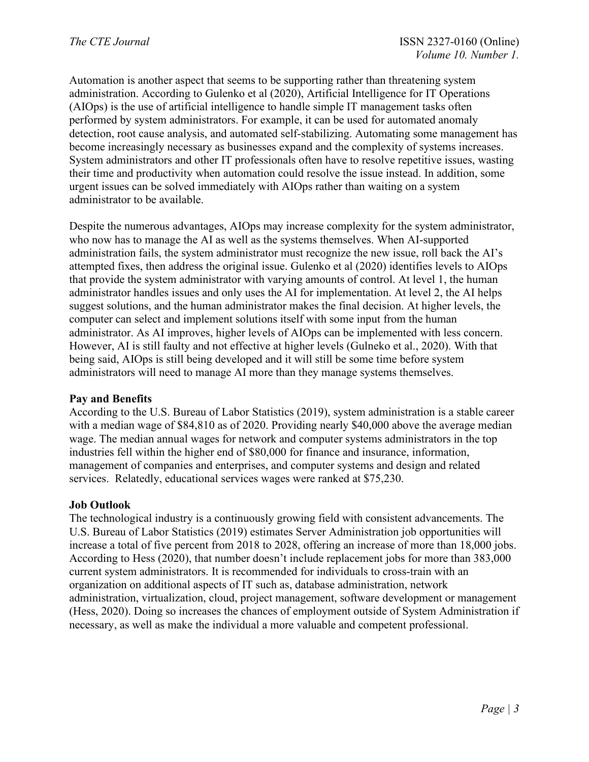Automation is another aspect that seems to be supporting rather than threatening system administration. According to Gulenko et al (2020), Artificial Intelligence for IT Operations (AIOps) is the use of artificial intelligence to handle simple IT management tasks often performed by system administrators. For example, it can be used for automated anomaly detection, root cause analysis, and automated self-stabilizing. Automating some management has become increasingly necessary as businesses expand and the complexity of systems increases. System administrators and other IT professionals often have to resolve repetitive issues, wasting their time and productivity when automation could resolve the issue instead. In addition, some urgent issues can be solved immediately with AIOps rather than waiting on a system administrator to be available.

Despite the numerous advantages, AIOps may increase complexity for the system administrator, who now has to manage the AI as well as the systems themselves. When AI-supported administration fails, the system administrator must recognize the new issue, roll back the AI's attempted fixes, then address the original issue. Gulenko et al (2020) identifies levels to AIOps that provide the system administrator with varying amounts of control. At level 1, the human administrator handles issues and only uses the AI for implementation. At level 2, the AI helps suggest solutions, and the human administrator makes the final decision. At higher levels, the computer can select and implement solutions itself with some input from the human administrator. As AI improves, higher levels of AIOps can be implemented with less concern. However, AI is still faulty and not effective at higher levels (Gulneko et al., 2020). With that being said, AIOps is still being developed and it will still be some time before system administrators will need to manage AI more than they manage systems themselves.

**Pay and Benefits**

According to the U.S. Bureau of Labor Statistics (2019), system administration is a stable career with a median wage of $84,810 as of 2020. Providing nearly $40,000 above the average median wage. The median annual wages for network and computer systems administrators in the top industries fell within the higher end of $80,000 for finance and insurance, information, management of companies and enterprises, and computer systems and design and related services. Relatedly, educational services wages were ranked at $75,230.

**Job Outlook**

The technological industry is a continuously growing field with consistent advancements. The U.S. Bureau of Labor Statistics (2019) estimates Server Administration job opportunities will increase a total of five percent from 2018 to 2028, offering an increase of more than 18,000 jobs. According to Hess (2020), that number doesn't include replacement jobs for more than 383,000 current system administrators. It is recommended for individuals to cross-train with an organization on additional aspects of IT such as, database administration, network administration, virtualization, cloud, project management, software development or management (Hess, 2020). Doing so increases the chances of employment outside of System Administration if necessary, as well as make the individual a more valuable and competent professional.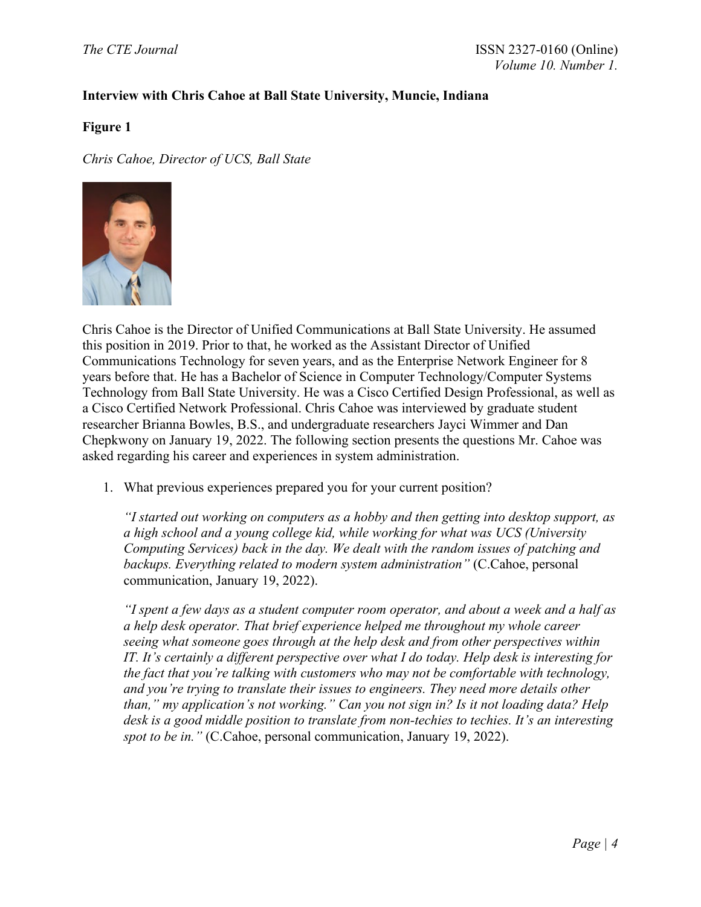**Interview with Chris Cahoe at Ball State University, Muncie, Indiana**

**Figure 1**

*Chris Cahoe, Director of UCS, Ball State*

Chris Cahoe is the Director of Unified Communications at Ball State University. He assumed this position in 2019. Prior to that, he worked as the Assistant Director of Unified Communications Technology for seven years, and as the Enterprise Network Engineer for 8 years before that. He has a Bachelor of Science in Computer Technology/Computer Systems Technology from Ball State University. He was a Cisco Certified Design Professional, as well as a Cisco Certified Network Professional. Chris Cahoe was interviewed by graduate student researcher Brianna Bowles, B.S., and undergraduate researchers Jayci Wimmer and Dan Chepkwony on January 19, 2022. The following section presents the questions Mr. Cahoe was asked regarding his career and experiences in system administration.

1. What previous experiences prepared you for your current position?

   *"I started out working on computers as a hobby and then getting into desktop support, as a high school and a young college kid, while working for what was UCS (University Computing Services) back in the day. We dealt with the random issues of patching and backups. Everything related to modern system administration"* (C.Cahoe, personal communication, January 19, 2022).

   *"I spent a few days as a student computer room operator, and about a week and a half as a help desk operator. That brief experience helped me throughout my whole career seeing what someone goes through at the help desk and from other perspectives within IT. It's certainly a different perspective over what I do today. Help desk is interesting for the fact that you're talking with customers who may not be comfortable with technology, and you're trying to translate their issues to engineers. They need more details other than," my application's not working." Can you not sign in? Is it not loading data? Help desk is a good middle position to translate from non-techies to techies. It's an interesting spot to be in."* (C.Cahoe, personal communication, January 19, 2022).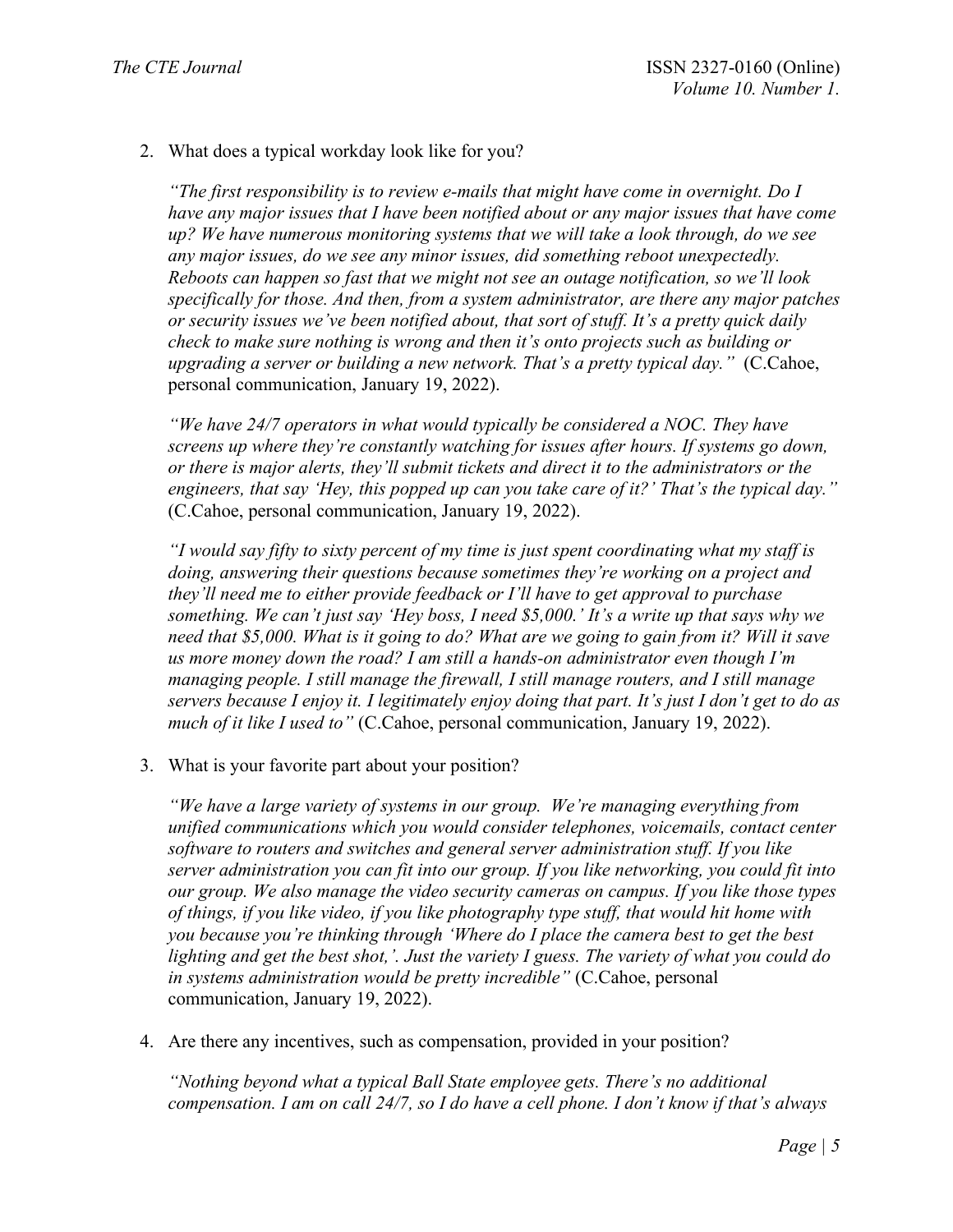2. What does a typical workday look like for you?

   *"The first responsibility is to review e-mails that might have come in overnight. Do I have any major issues that I have been notified about or any major issues that have come up? We have numerous monitoring systems that we will take a look through, do we see any major issues, do we see any minor issues, did something reboot unexpectedly. Reboots can happen so fast that we might not see an outage notification, so we'll look specifically for those. And then, from a system administrator, are there any major patches or security issues we've been notified about, that sort of stuff. It's a pretty quick daily check to make sure nothing is wrong and then it's onto projects such as building or upgrading a server or building a new network. That's a pretty typical day."* (C.Cahoe, personal communication, January 19, 2022).

   *"We have 24/7 operators in what would typically be considered a NOC. They have screens up where they're constantly watching for issues after hours. If systems go down, or there is major alerts, they'll submit tickets and direct it to the administrators or the engineers, that say 'Hey, this popped up can you take care of it?' That's the typical day."* (C.Cahoe, personal communication, January 19, 2022).

   *"I would say fifty to sixty percent of my time is just spent coordinating what my staff is doing, answering their questions because sometimes they're working on a project and they'll need me to either provide feedback or I'll have to get approval to purchase something. We can't just say 'Hey boss, I need $5,000.' It's a write up that says why we need that $5,000. What is it going to do? What are we going to gain from it? Will it save us more money down the road? I am still a hands-on administrator even though I'm managing people. I still manage the firewall, I still manage routers, and I still manage servers because I enjoy it. I legitimately enjoy doing that part. It's just I don't get to do as much of it like I used to"* (C.Cahoe, personal communication, January 19, 2022).

3. What is your favorite part about your position?

   *"We have a large variety of systems in our group. We're managing everything from unified communications which you would consider telephones, voicemails, contact center software to routers and switches and general server administration stuff. If you like server administration you can fit into our group. If you like networking, you could fit into our group. We also manage the video security cameras on campus. If you like those types of things, if you like video, if you like photography type stuff, that would hit home with you because you're thinking through 'Where do I place the camera best to get the best lighting and get the best shot,'. Just the variety I guess. The variety of what you could do in systems administration would be pretty incredible"* (C.Cahoe, personal communication, January 19, 2022).

4. Are there any incentives, such as compensation, provided in your position?

   *"Nothing beyond what a typical Ball State employee gets. There's no additional compensation. I am on call 24/7, so I do have a cell phone. I don't know if that's always*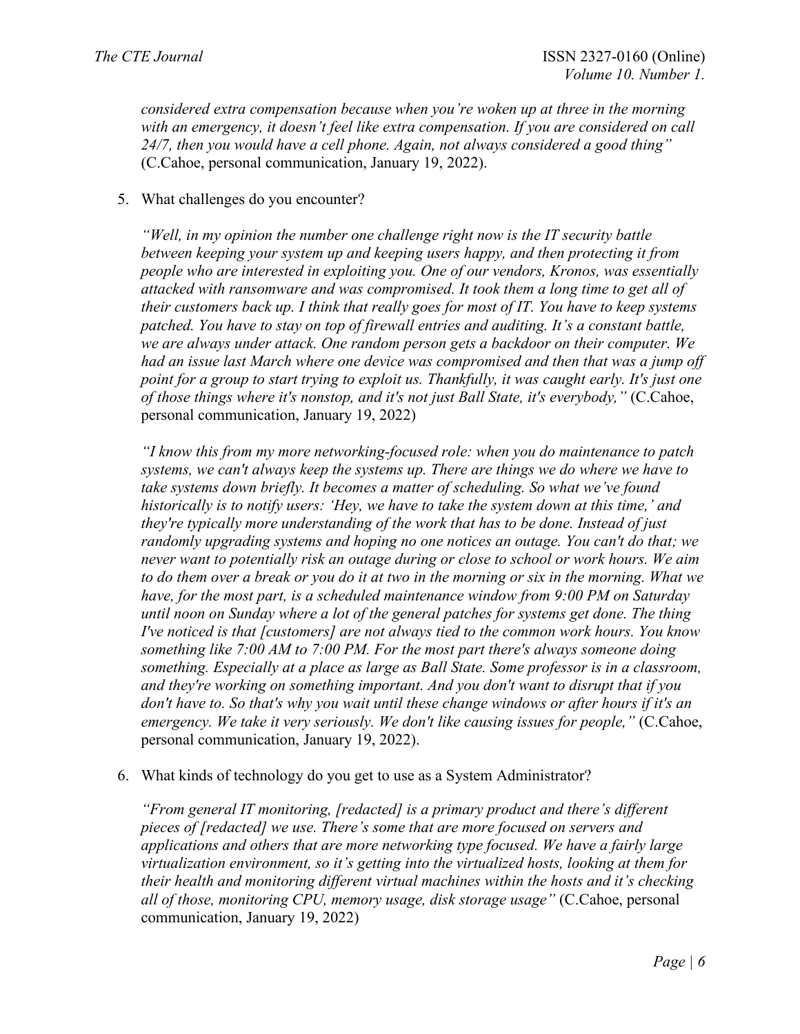*considered extra compensation because when you're woken up at three in the morning with an emergency, it doesn't feel like extra compensation. If you are considered on call 24/7, then you would have a cell phone. Again, not always considered a good thing"* (C.Cahoe, personal communication, January 19, 2022).

5. What challenges do you encounter?

   *"Well, in my opinion the number one challenge right now is the IT security battle between keeping your system up and keeping users happy, and then protecting it from people who are interested in exploiting you. One of our vendors, Kronos, was essentially attacked with ransomware and was compromised. It took them a long time to get all of their customers back up. I think that really goes for most of IT. You have to keep systems patched. You have to stay on top of firewall entries and auditing. It's a constant battle, we are always under attack. One random person gets a backdoor on their computer. We had an issue last March where one device was compromised and then that was a jump off point for a group to start trying to exploit us. Thankfully, it was caught early. It's just one of those things where it's nonstop, and it's not just Ball State, it's everybody,"* (C.Cahoe, personal communication, January 19, 2022)

   *"I know this from my more networking-focused role: when you do maintenance to patch systems, we can't always keep the systems up. There are things we do where we have to take systems down briefly. It becomes a matter of scheduling. So what we've found historically is to notify users: 'Hey, we have to take the system down at this time,' and they're typically more understanding of the work that has to be done. Instead of just randomly upgrading systems and hoping no one notices an outage. You can't do that; we never want to potentially risk an outage during or close to school or work hours. We aim to do them over a break or you do it at two in the morning or six in the morning. What we have, for the most part, is a scheduled maintenance window from 9:00 PM on Saturday until noon on Sunday where a lot of the general patches for systems get done. The thing I've noticed is that [customers] are not always tied to the common work hours. You know something like 7:00 AM to 7:00 PM. For the most part there's always someone doing something. Especially at a place as large as Ball State. Some professor is in a classroom, and they're working on something important. And you don't want to disrupt that if you don't have to. So that's why you wait until these change windows or after hours if it's an emergency. We take it very seriously. We don't like causing issues for people,"* (C.Cahoe, personal communication, January 19, 2022).

6. What kinds of technology do you get to use as a System Administrator?

   *"From general IT monitoring, [redacted] is a primary product and there's different pieces of [redacted] we use. There's some that are more focused on servers and applications and others that are more networking type focused. We have a fairly large virtualization environment, so it's getting into the virtualized hosts, looking at them for their health and monitoring different virtual machines within the hosts and it's checking all of those, monitoring CPU, memory usage, disk storage usage"* (C.Cahoe, personal communication, January 19, 2022)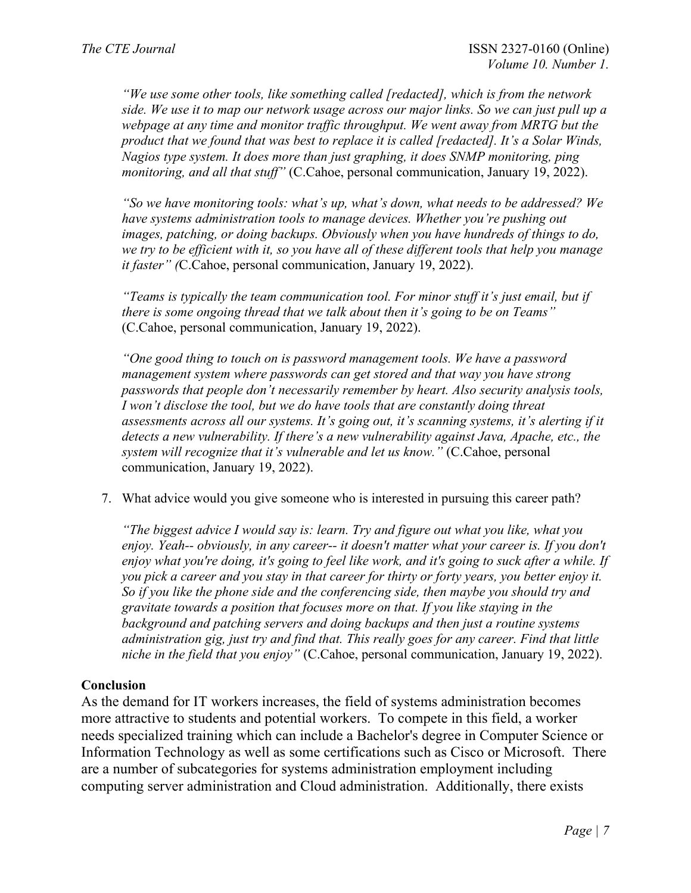*"We use some other tools, like something called [redacted], which is from the network side. We use it to map our network usage across our major links. So we can just pull up a webpage at any time and monitor traffic throughput. We went away from MRTG but the product that we found that was best to replace it is called [redacted]. It's a Solar Winds, Nagios type system. It does more than just graphing, it does SNMP monitoring, ping monitoring, and all that stuff"* (C.Cahoe, personal communication, January 19, 2022).

*"So we have monitoring tools: what's up, what's down, what needs to be addressed? We have systems administration tools to manage devices. Whether you're pushing out images, patching, or doing backups. Obviously when you have hundreds of things to do, we try to be efficient with it, so you have all of these different tools that help you manage it faster" (*C.Cahoe, personal communication, January 19, 2022).

*"Teams is typically the team communication tool. For minor stuff it's just email, but if there is some ongoing thread that we talk about then it's going to be on Teams"* (C.Cahoe, personal communication, January 19, 2022).

*"One good thing to touch on is password management tools. We have a password management system where passwords can get stored and that way you have strong passwords that people don't necessarily remember by heart. Also security analysis tools, I won't disclose the tool, but we do have tools that are constantly doing threat assessments across all our systems. It's going out, it's scanning systems, it's alerting if it detects a new vulnerability. If there's a new vulnerability against Java, Apache, etc., the system will recognize that it's vulnerable and let us know."* (C.Cahoe, personal communication, January 19, 2022).

7. What advice would you give someone who is interested in pursuing this career path?

   *"The biggest advice I would say is: learn. Try and figure out what you like, what you enjoy. Yeah-- obviously, in any career-- it doesn't matter what your career is. If you don't enjoy what you're doing, it's going to feel like work, and it's going to suck after a while. If you pick a career and you stay in that career for thirty or forty years, you better enjoy it. So if you like the phone side and the conferencing side, then maybe you should try and gravitate towards a position that focuses more on that. If you like staying in the background and patching servers and doing backups and then just a routine systems administration gig, just try and find that. This really goes for any career. Find that little niche in the field that you enjoy"* (C.Cahoe, personal communication, January 19, 2022).

**Conclusion**

As the demand for IT workers increases, the field of systems administration becomes more attractive to students and potential workers. To compete in this field, a worker needs specialized training which can include a Bachelor's degree in Computer Science or Information Technology as well as some certifications such as Cisco or Microsoft. There are a number of subcategories for systems administration employment including computing server administration and Cloud administration. Additionally, there exists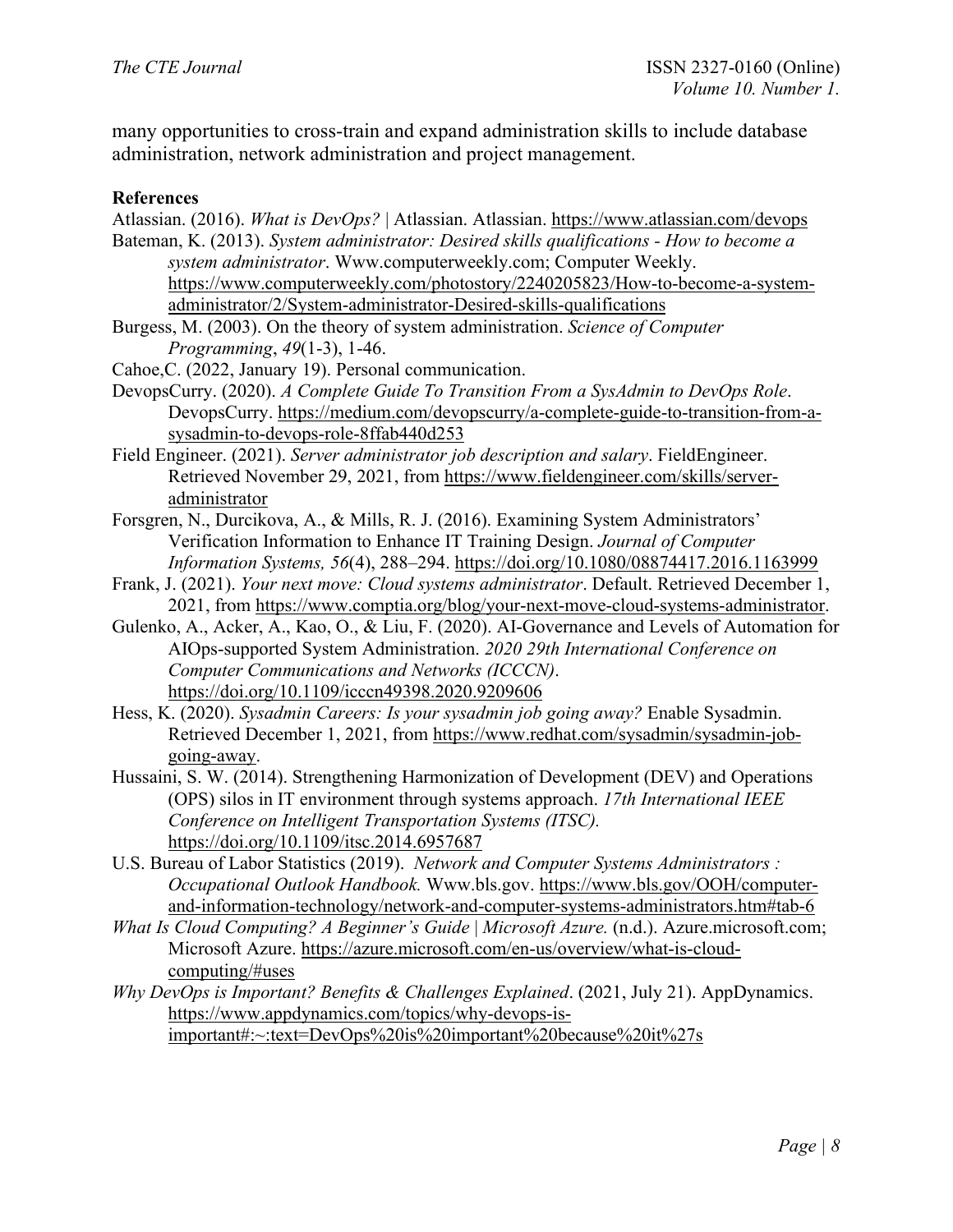many opportunities to cross-train and expand administration skills to include database administration, network administration and project management.

**References**

Atlassian. (2016). *What is DevOps?* | Atlassian. Atlassian. https://www.atlassian.com/devops

Bateman, K. (2013). *System administrator: Desired skills qualifications - How to become a system administrator*. Www.computerweekly.com; Computer Weekly. https://www.computerweekly.com/photostory/2240205823/How-to-become-a-system-administrator/2/System-administrator-Desired-skills-qualifications

Burgess, M. (2003). On the theory of system administration. *Science of Computer Programming*, *49*(1-3), 1-46.

Cahoe,C. (2022, January 19). Personal communication.

DevopsCurry. (2020). *A Complete Guide To Transition From a SysAdmin to DevOps Role*. DevopsCurry. https://medium.com/devopscurry/a-complete-guide-to-transition-from-a-sysadmin-to-devops-role-8ffab440d253

Field Engineer. (2021). *Server administrator job description and salary*. FieldEngineer. Retrieved November 29, 2021, from https://www.fieldengineer.com/skills/server-administrator

Forsgren, N., Durcikova, A., & Mills, R. J. (2016). Examining System Administrators' Verification Information to Enhance IT Training Design. *Journal of Computer Information Systems, 56*(4), 288–294. https://doi.org/10.1080/08874417.2016.1163999

Frank, J. (2021). *Your next move: Cloud systems administrator*. Default. Retrieved December 1, 2021, from https://www.comptia.org/blog/your-next-move-cloud-systems-administrator.

Gulenko, A., Acker, A., Kao, O., & Liu, F. (2020). AI-Governance and Levels of Automation for AIOps-supported System Administration. *2020 29th International Conference on Computer Communications and Networks (ICCCN)*. https://doi.org/10.1109/icccn49398.2020.9209606

Hess, K. (2020). *Sysadmin Careers: Is your sysadmin job going away?* Enable Sysadmin. Retrieved December 1, 2021, from https://www.redhat.com/sysadmin/sysadmin-job-going-away.

Hussaini, S. W. (2014). Strengthening Harmonization of Development (DEV) and Operations (OPS) silos in IT environment through systems approach. *17th International IEEE Conference on Intelligent Transportation Systems (ITSC).* https://doi.org/10.1109/itsc.2014.6957687

U.S. Bureau of Labor Statistics (2019). *Network and Computer Systems Administrators : Occupational Outlook Handbook.* Www.bls.gov. https://www.bls.gov/OOH/computer-and-information-technology/network-and-computer-systems-administrators.htm#tab-6

*What Is Cloud Computing? A Beginner's Guide | Microsoft Azure.* (n.d.). Azure.microsoft.com; Microsoft Azure. https://azure.microsoft.com/en-us/overview/what-is-cloud-computing/#uses

*Why DevOps is Important? Benefits & Challenges Explained*. (2021, July 21). AppDynamics. https://www.appdynamics.com/topics/why-devops-is-important#:~:text=DevOps%20is%20important%20because%20it%27s